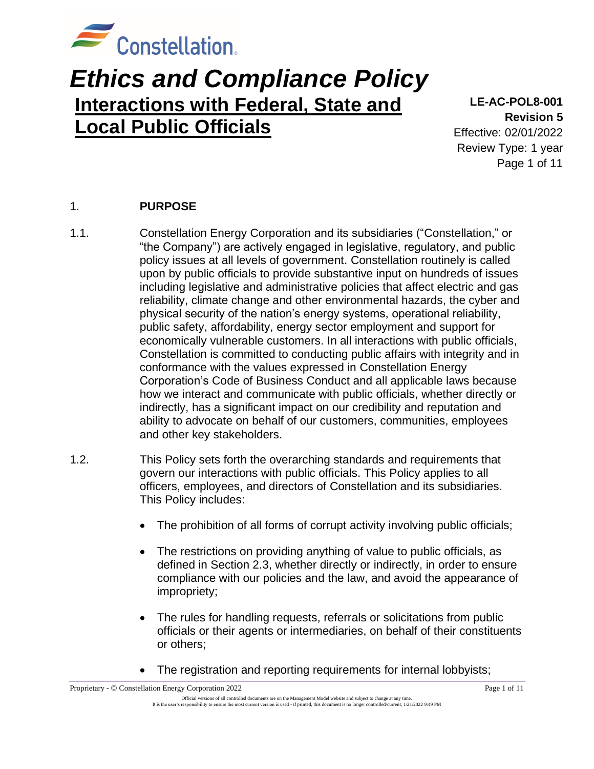Constellation

# *Ethics and Compliance Policy*

## Interactions with Federal, State and Local Public Officials

**LE-AC-POL8-001**
**Revision 5**
Effective: 02/01/2022
Review Type: 1 year

### 1. PURPOSE

1.1. Constellation Energy Corporation and its subsidiaries ("Constellation," or "the Company") are actively engaged in legislative, regulatory, and public policy issues at all levels of government. Constellation routinely is called upon by public officials to provide substantive input on hundreds of issues including legislative and administrative policies that affect electric and gas reliability, climate change and other environmental hazards, the cyber and physical security of the nation's energy systems, operational reliability, public safety, affordability, energy sector employment and support for economically vulnerable customers. In all interactions with public officials, Constellation is committed to conducting public affairs with integrity and in conformance with the values expressed in Constellation Energy Corporation's Code of Business Conduct and all applicable laws because how we interact and communicate with public officials, whether directly or indirectly, has a significant impact on our credibility and reputation and ability to advocate on behalf of our customers, communities, employees and other key stakeholders.

1.2. This Policy sets forth the overarching standards and requirements that govern our interactions with public officials. This Policy applies to all officers, employees, and directors of Constellation and its subsidiaries. This Policy includes:

- The prohibition of all forms of corrupt activity involving public officials;
- The restrictions on providing anything of value to public officials, as defined in Section 2.3, whether directly or indirectly, in order to ensure compliance with our policies and the law, and avoid the appearance of impropriety;
- The rules for handling requests, referrals or solicitations from public officials or their agents or intermediaries, on behalf of their constituents or others;
- The registration and reporting requirements for internal lobbyists;

Proprietary - © Constellation Energy Corporation 2022

Official versions of all controlled documents are on the Management Model website and subject to change at any time.
It is the user's responsibility to ensure the most current version is used - if printed, this document is no longer controlled/current, 1/21/2022 9:49 PM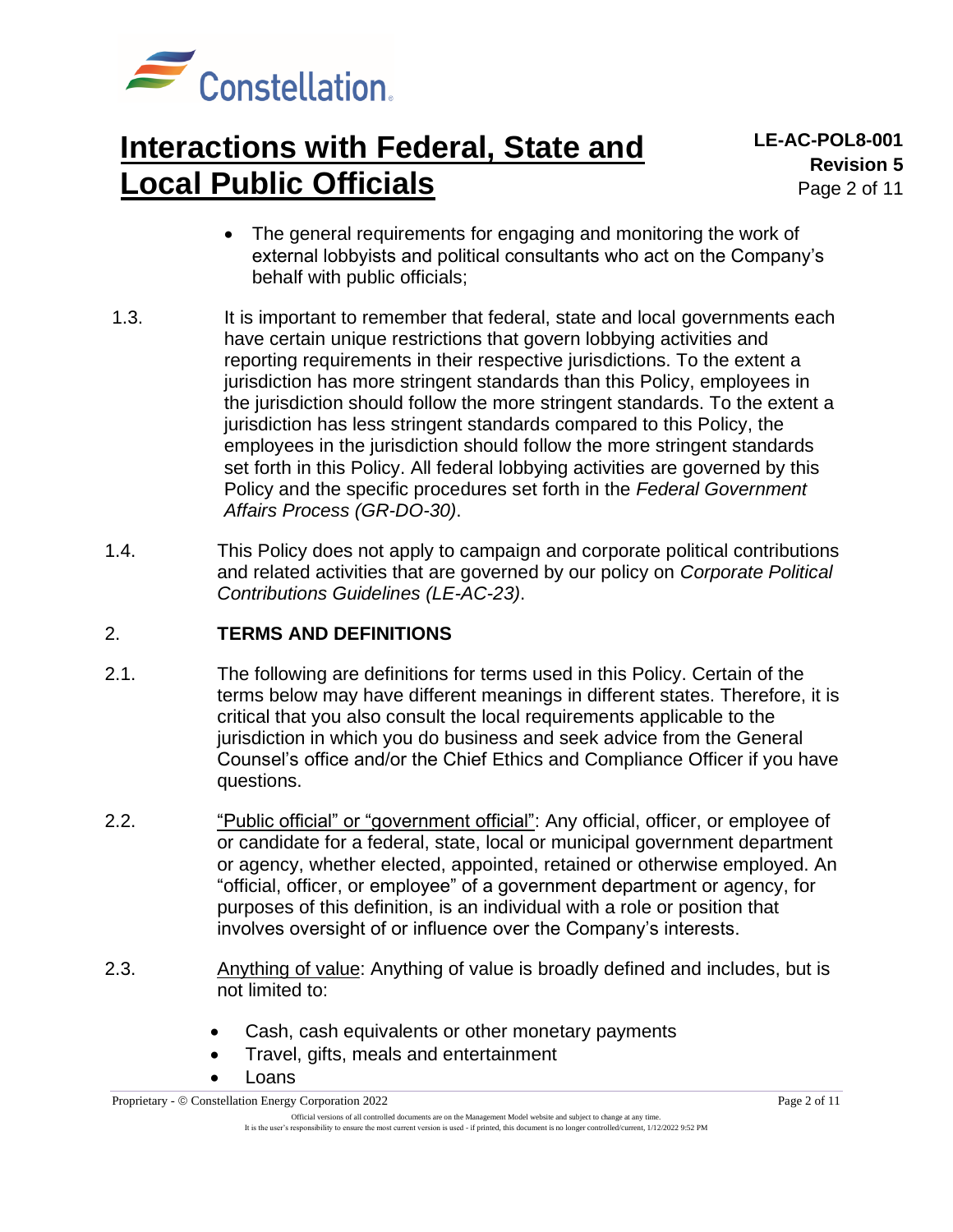- The general requirements for engaging and monitoring the work of external lobbyists and political consultants who act on the Company's behalf with public officials;

1.3. It is important to remember that federal, state and local governments each have certain unique restrictions that govern lobbying activities and reporting requirements in their respective jurisdictions. To the extent a jurisdiction has more stringent standards than this Policy, employees in the jurisdiction should follow the more stringent standards. To the extent a jurisdiction has less stringent standards compared to this Policy, the employees in the jurisdiction should follow the more stringent standards set forth in this Policy. All federal lobbying activities are governed by this Policy and the specific procedures set forth in the *Federal Government Affairs Process (GR-DO-30)*.

1.4. This Policy does not apply to campaign and corporate political contributions and related activities that are governed by our policy on *Corporate Political Contributions Guidelines (LE-AC-23)*.

## 2. TERMS AND DEFINITIONS

2.1. The following are definitions for terms used in this Policy. Certain of the terms below may have different meanings in different states. Therefore, it is critical that you also consult the local requirements applicable to the jurisdiction in which you do business and seek advice from the General Counsel's office and/or the Chief Ethics and Compliance Officer if you have questions.

2.2. <u>"Public official" or "government official"</u>: Any official, officer, or employee of or candidate for a federal, state, local or municipal government department or agency, whether elected, appointed, retained or otherwise employed. An "official, officer, or employee" of a government department or agency, for purposes of this definition, is an individual with a role or position that involves oversight of or influence over the Company's interests.

2.3. <u>Anything of value</u>: Anything of value is broadly defined and includes, but is not limited to:

- Cash, cash equivalents or other monetary payments
- Travel, gifts, meals and entertainment
- Loans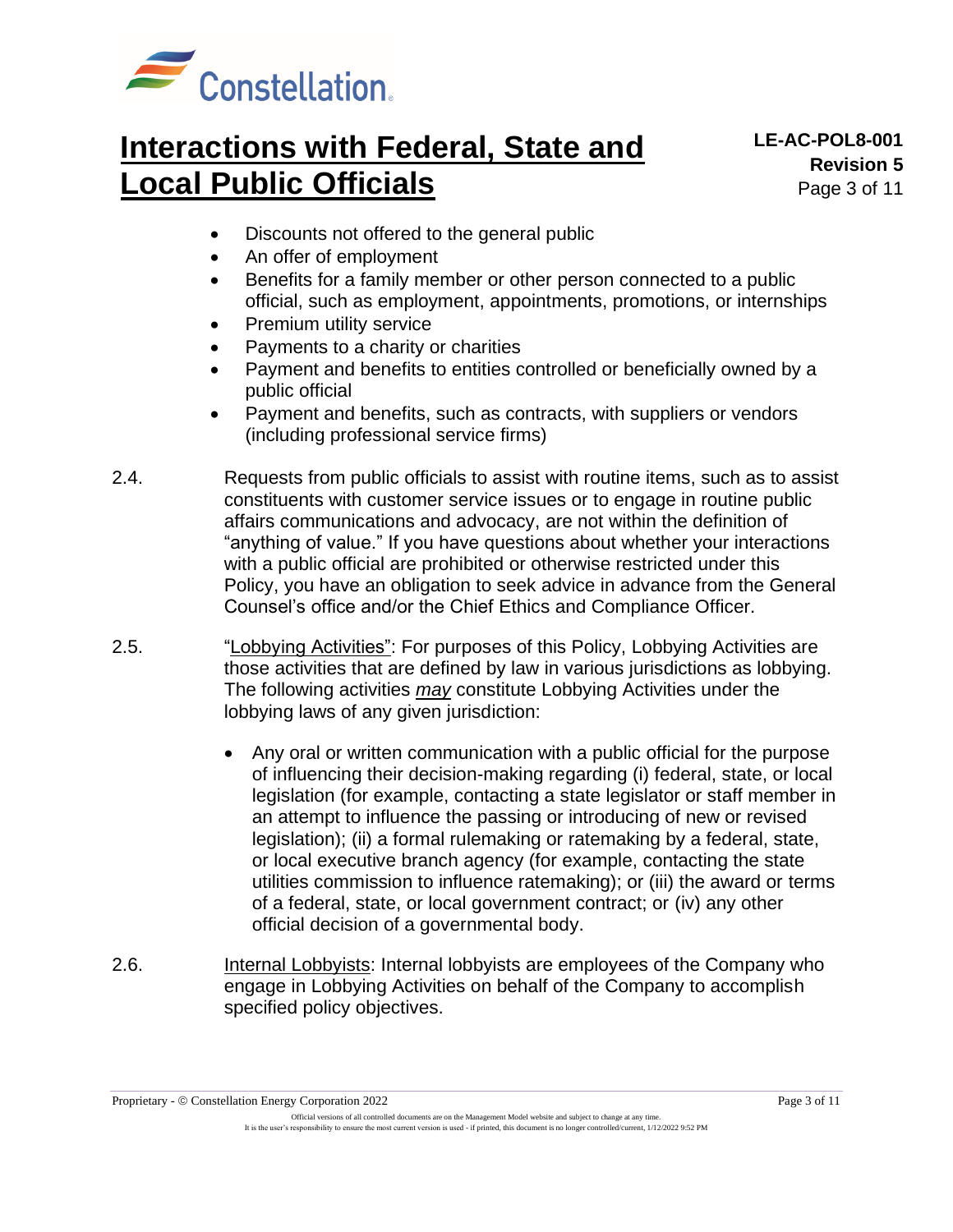- Discounts not offered to the general public
- An offer of employment
- Benefits for a family member or other person connected to a public official, such as employment, appointments, promotions, or internships
- Premium utility service
- Payments to a charity or charities
- Payment and benefits to entities controlled or beneficially owned by a public official
- Payment and benefits, such as contracts, with suppliers or vendors (including professional service firms)

2.4. Requests from public officials to assist with routine items, such as to assist constituents with customer service issues or to engage in routine public affairs communications and advocacy, are not within the definition of "anything of value." If you have questions about whether your interactions with a public official are prohibited or otherwise restricted under this Policy, you have an obligation to seek advice in advance from the General Counsel's office and/or the Chief Ethics and Compliance Officer.

2.5. "Lobbying Activities": For purposes of this Policy, Lobbying Activities are those activities that are defined by law in various jurisdictions as lobbying. The following activities ***may*** constitute Lobbying Activities under the lobbying laws of any given jurisdiction:

- Any oral or written communication with a public official for the purpose of influencing their decision-making regarding (i) federal, state, or local legislation (for example, contacting a state legislator or staff member in an attempt to influence the passing or introducing of new or revised legislation); (ii) a formal rulemaking or ratemaking by a federal, state, or local executive branch agency (for example, contacting the state utilities commission to influence ratemaking); or (iii) the award or terms of a federal, state, or local government contract; or (iv) any other official decision of a governmental body.

2.6. Internal Lobbyists: Internal lobbyists are employees of the Company who engage in Lobbying Activities on behalf of the Company to accomplish specified policy objectives.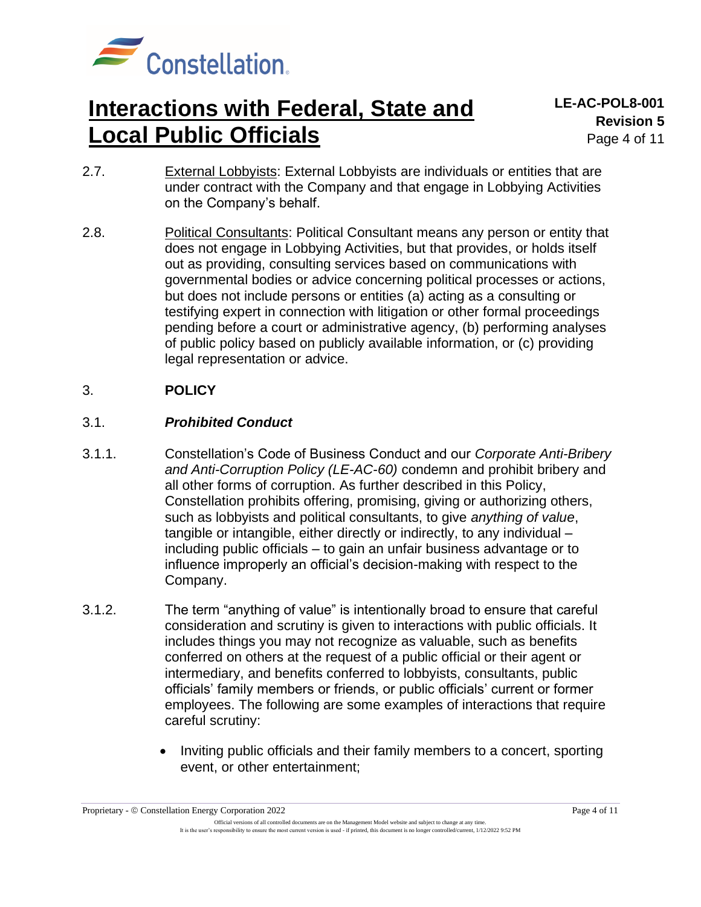2.7. <u>External Lobbyists</u>: External Lobbyists are individuals or entities that are under contract with the Company and that engage in Lobbying Activities on the Company's behalf.

2.8. <u>Political Consultants</u>: Political Consultant means any person or entity that does not engage in Lobbying Activities, but that provides, or holds itself out as providing, consulting services based on communications with governmental bodies or advice concerning political processes or actions, but does not include persons or entities (a) acting as a consulting or testifying expert in connection with litigation or other formal proceedings pending before a court or administrative agency, (b) performing analyses of public policy based on publicly available information, or (c) providing legal representation or advice.

## 3. POLICY

### 3.1. *Prohibited Conduct*

3.1.1. Constellation's Code of Business Conduct and our *Corporate Anti-Bribery and Anti-Corruption Policy (LE-AC-60)* condemn and prohibit bribery and all other forms of corruption. As further described in this Policy, Constellation prohibits offering, promising, giving or authorizing others, such as lobbyists and political consultants, to give *anything of value*, tangible or intangible, either directly or indirectly, to any individual – including public officials – to gain an unfair business advantage or to influence improperly an official's decision-making with respect to the Company.

3.1.2. The term "anything of value" is intentionally broad to ensure that careful consideration and scrutiny is given to interactions with public officials. It includes things you may not recognize as valuable, such as benefits conferred on others at the request of a public official or their agent or intermediary, and benefits conferred to lobbyists, consultants, public officials' family members or friends, or public officials' current or former employees. The following are some examples of interactions that require careful scrutiny:

- Inviting public officials and their family members to a concert, sporting event, or other entertainment;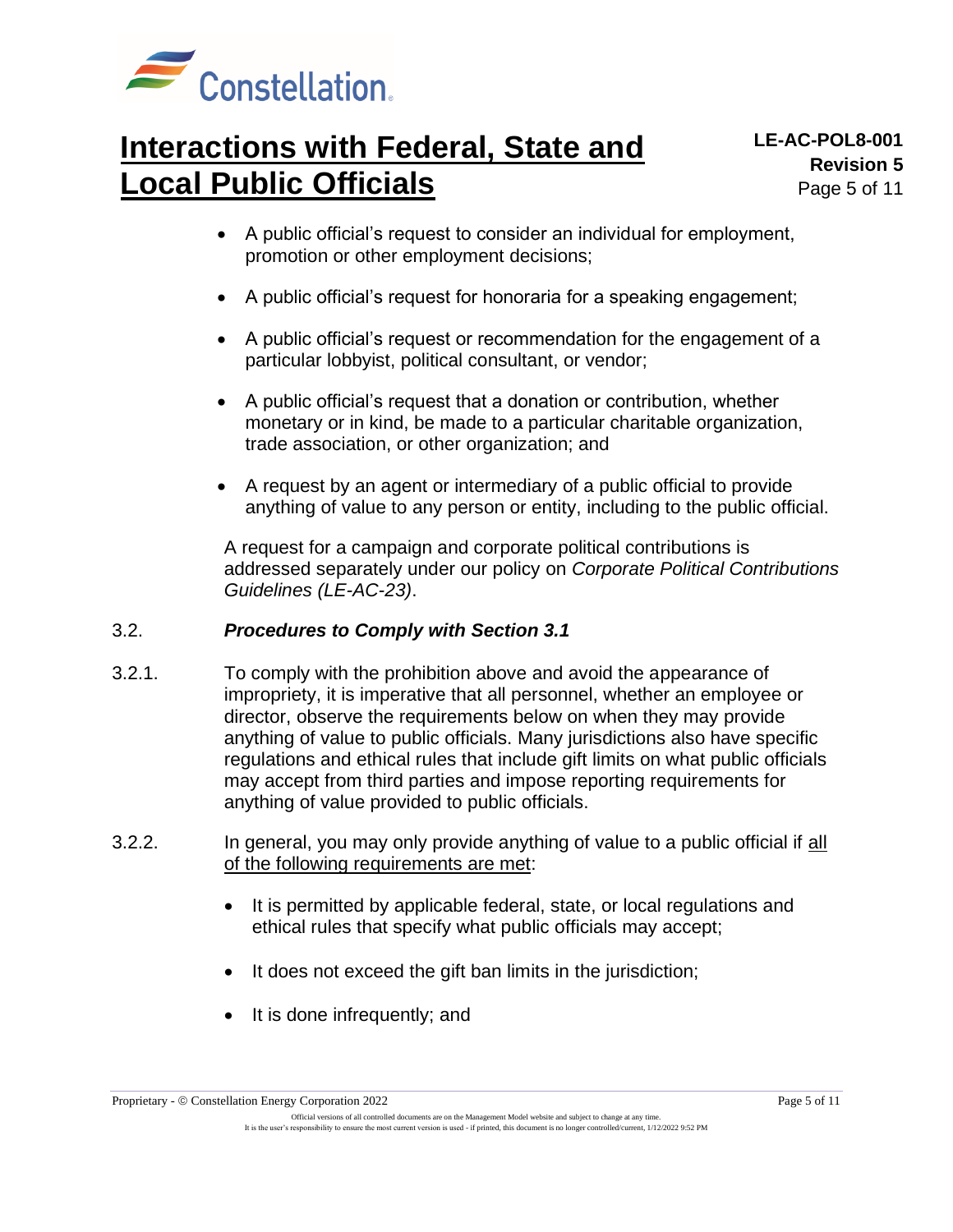- A public official's request to consider an individual for employment, promotion or other employment decisions;
- A public official's request for honoraria for a speaking engagement;
- A public official's request or recommendation for the engagement of a particular lobbyist, political consultant, or vendor;
- A public official's request that a donation or contribution, whether monetary or in kind, be made to a particular charitable organization, trade association, or other organization; and
- A request by an agent or intermediary of a public official to provide anything of value to any person or entity, including to the public official.

A request for a campaign and corporate political contributions is addressed separately under our policy on *Corporate Political Contributions Guidelines (LE-AC-23)*.

3.2. ***Procedures to Comply with Section 3.1***

3.2.1. To comply with the prohibition above and avoid the appearance of impropriety, it is imperative that all personnel, whether an employee or director, observe the requirements below on when they may provide anything of value to public officials. Many jurisdictions also have specific regulations and ethical rules that include gift limits on what public officials may accept from third parties and impose reporting requirements for anything of value provided to public officials.

3.2.2. In general, you may only provide anything of value to a public official if <u>all of the following requirements are met</u>:

- It is permitted by applicable federal, state, or local regulations and ethical rules that specify what public officials may accept;
- It does not exceed the gift ban limits in the jurisdiction;
- It is done infrequently; and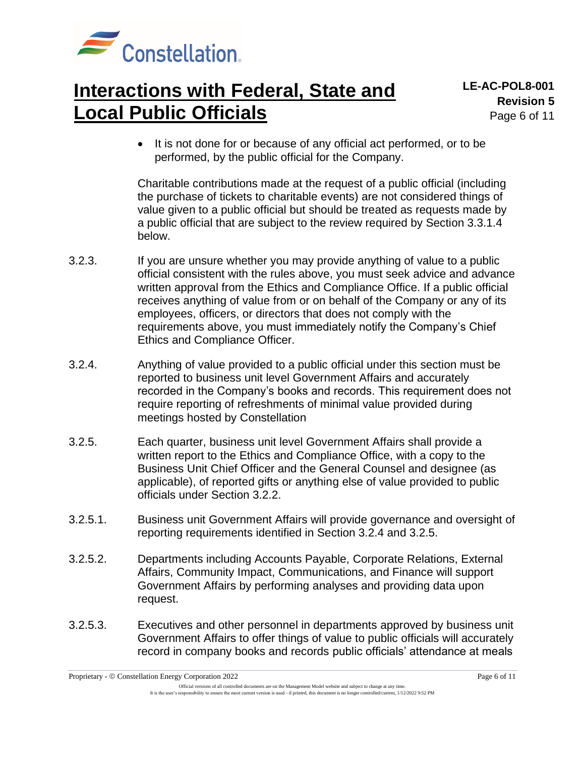- It is not done for or because of any official act performed, or to be performed, by the public official for the Company.

Charitable contributions made at the request of a public official (including the purchase of tickets to charitable events) are not considered things of value given to a public official but should be treated as requests made by a public official that are subject to the review required by Section 3.3.1.4 below.

3.2.3. If you are unsure whether you may provide anything of value to a public official consistent with the rules above, you must seek advice and advance written approval from the Ethics and Compliance Office. If a public official receives anything of value from or on behalf of the Company or any of its employees, officers, or directors that does not comply with the requirements above, you must immediately notify the Company's Chief Ethics and Compliance Officer.

3.2.4. Anything of value provided to a public official under this section must be reported to business unit level Government Affairs and accurately recorded in the Company's books and records. This requirement does not require reporting of refreshments of minimal value provided during meetings hosted by Constellation

3.2.5. Each quarter, business unit level Government Affairs shall provide a written report to the Ethics and Compliance Office, with a copy to the Business Unit Chief Officer and the General Counsel and designee (as applicable), of reported gifts or anything else of value provided to public officials under Section 3.2.2.

3.2.5.1. Business unit Government Affairs will provide governance and oversight of reporting requirements identified in Section 3.2.4 and 3.2.5.

3.2.5.2. Departments including Accounts Payable, Corporate Relations, External Affairs, Community Impact, Communications, and Finance will support Government Affairs by performing analyses and providing data upon request.

3.2.5.3. Executives and other personnel in departments approved by business unit Government Affairs to offer things of value to public officials will accurately record in company books and records public officials' attendance at meals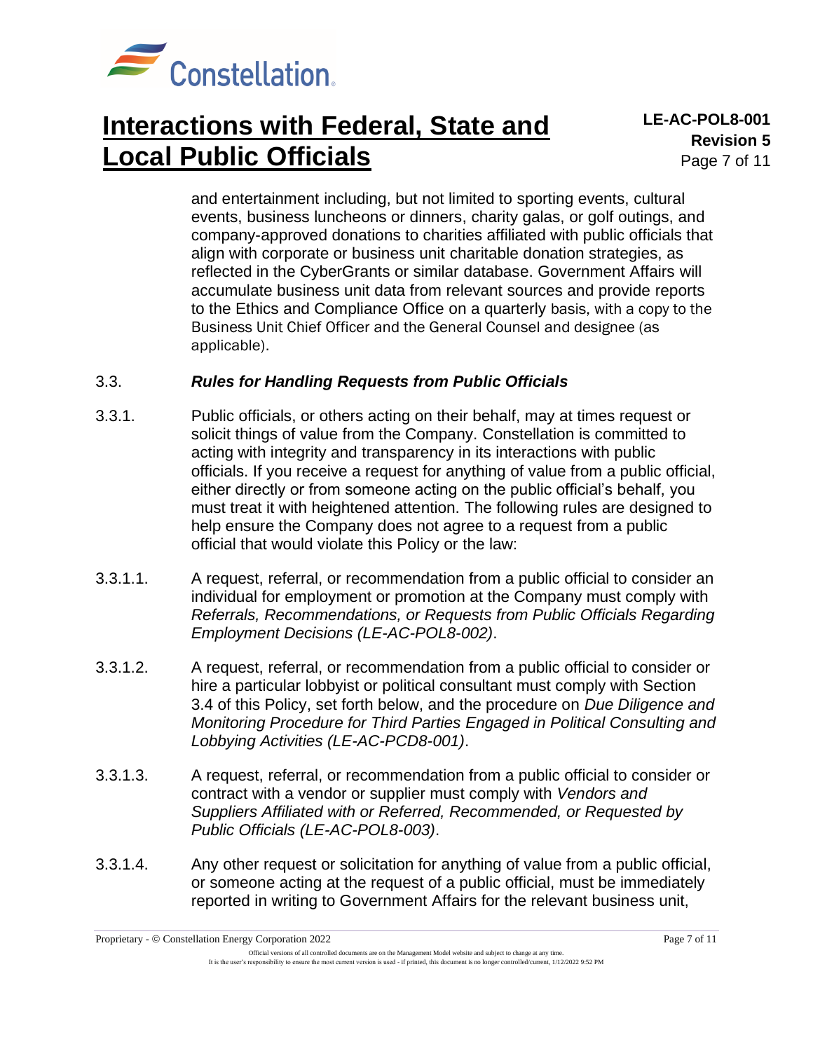and entertainment including, but not limited to sporting events, cultural events, business luncheons or dinners, charity galas, or golf outings, and company-approved donations to charities affiliated with public officials that align with corporate or business unit charitable donation strategies, as reflected in the CyberGrants or similar database. Government Affairs will accumulate business unit data from relevant sources and provide reports to the Ethics and Compliance Office on a quarterly basis, with a copy to the Business Unit Chief Officer and the General Counsel and designee (as applicable).

### 3.3. *Rules for Handling Requests from Public Officials*

3.3.1. Public officials, or others acting on their behalf, may at times request or solicit things of value from the Company. Constellation is committed to acting with integrity and transparency in its interactions with public officials. If you receive a request for anything of value from a public official, either directly or from someone acting on the public official's behalf, you must treat it with heightened attention. The following rules are designed to help ensure the Company does not agree to a request from a public official that would violate this Policy or the law:

3.3.1.1. A request, referral, or recommendation from a public official to consider an individual for employment or promotion at the Company must comply with *Referrals, Recommendations, or Requests from Public Officials Regarding Employment Decisions (LE-AC-POL8-002)*.

3.3.1.2. A request, referral, or recommendation from a public official to consider or hire a particular lobbyist or political consultant must comply with Section 3.4 of this Policy, set forth below, and the procedure on *Due Diligence and Monitoring Procedure for Third Parties Engaged in Political Consulting and Lobbying Activities (LE-AC-PCD8-001)*.

3.3.1.3. A request, referral, or recommendation from a public official to consider or contract with a vendor or supplier must comply with *Vendors and Suppliers Affiliated with or Referred, Recommended, or Requested by Public Officials (LE-AC-POL8-003)*.

3.3.1.4. Any other request or solicitation for anything of value from a public official, or someone acting at the request of a public official, must be immediately reported in writing to Government Affairs for the relevant business unit,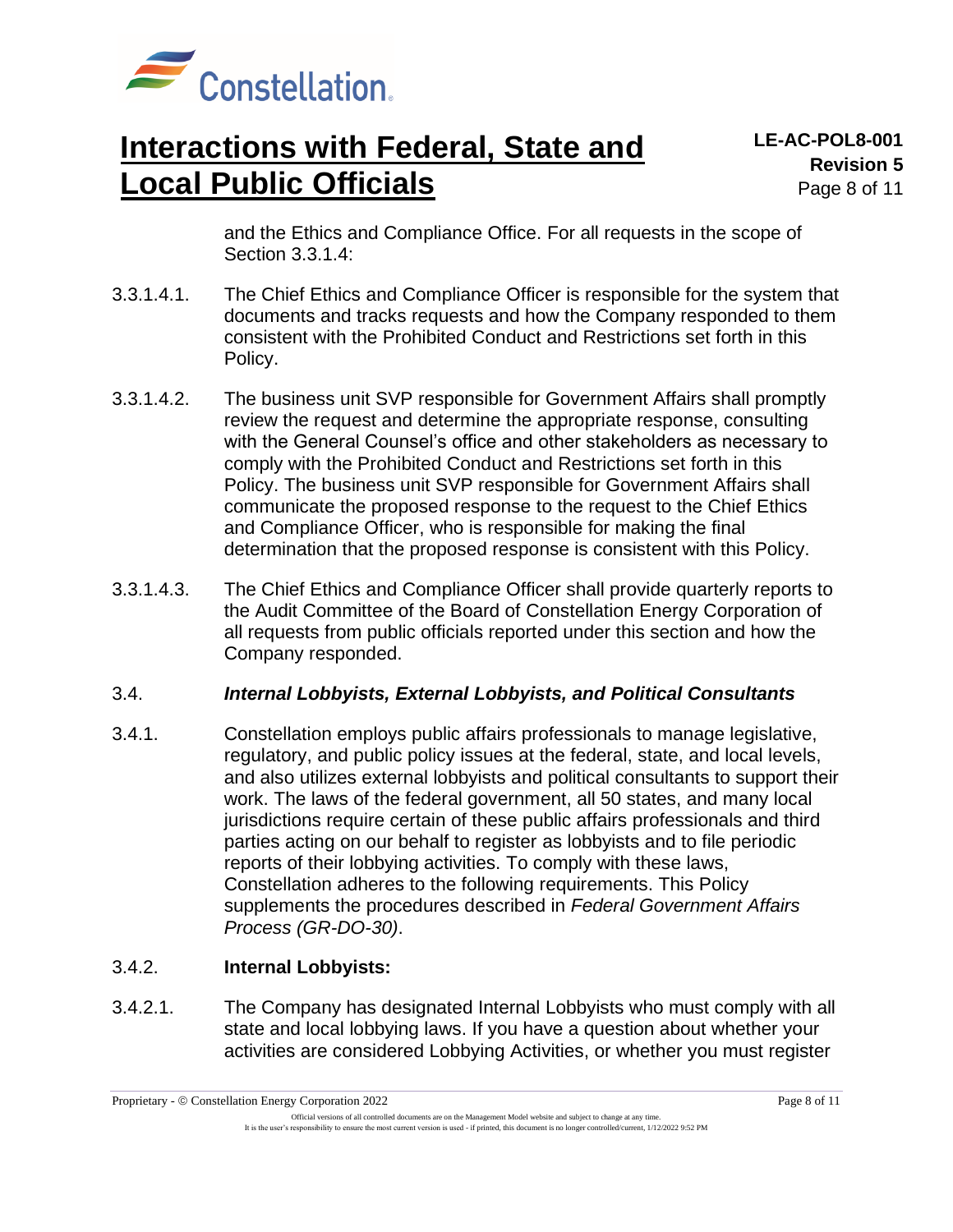and the Ethics and Compliance Office. For all requests in the scope of Section 3.3.1.4:

3.3.1.4.1. The Chief Ethics and Compliance Officer is responsible for the system that documents and tracks requests and how the Company responded to them consistent with the Prohibited Conduct and Restrictions set forth in this Policy.

3.3.1.4.2. The business unit SVP responsible for Government Affairs shall promptly review the request and determine the appropriate response, consulting with the General Counsel's office and other stakeholders as necessary to comply with the Prohibited Conduct and Restrictions set forth in this Policy. The business unit SVP responsible for Government Affairs shall communicate the proposed response to the request to the Chief Ethics and Compliance Officer, who is responsible for making the final determination that the proposed response is consistent with this Policy.

3.3.1.4.3. The Chief Ethics and Compliance Officer shall provide quarterly reports to the Audit Committee of the Board of Constellation Energy Corporation of all requests from public officials reported under this section and how the Company responded.

### 3.4. *Internal Lobbyists, External Lobbyists, and Political Consultants*

3.4.1. Constellation employs public affairs professionals to manage legislative, regulatory, and public policy issues at the federal, state, and local levels, and also utilizes external lobbyists and political consultants to support their work. The laws of the federal government, all 50 states, and many local jurisdictions require certain of these public affairs professionals and third parties acting on our behalf to register as lobbyists and to file periodic reports of their lobbying activities. To comply with these laws, Constellation adheres to the following requirements. This Policy supplements the procedures described in *Federal Government Affairs Process (GR-DO-30)*.

#### 3.4.2. **Internal Lobbyists:**

3.4.2.1. The Company has designated Internal Lobbyists who must comply with all state and local lobbying laws. If you have a question about whether your activities are considered Lobbying Activities, or whether you must register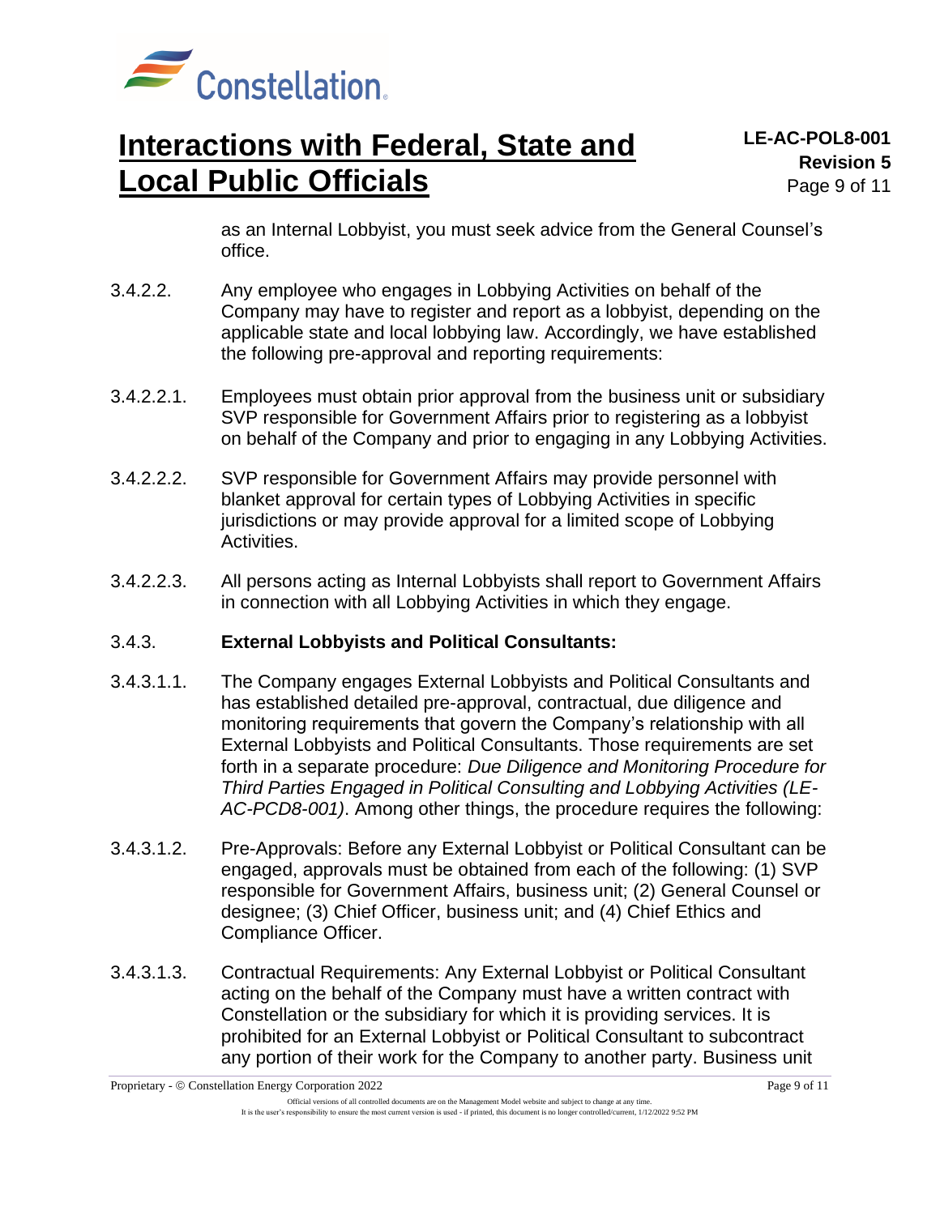as an Internal Lobbyist, you must seek advice from the General Counsel's office.

3.4.2.2. Any employee who engages in Lobbying Activities on behalf of the Company may have to register and report as a lobbyist, depending on the applicable state and local lobbying law. Accordingly, we have established the following pre-approval and reporting requirements:

3.4.2.2.1. Employees must obtain prior approval from the business unit or subsidiary SVP responsible for Government Affairs prior to registering as a lobbyist on behalf of the Company and prior to engaging in any Lobbying Activities.

3.4.2.2.2. SVP responsible for Government Affairs may provide personnel with blanket approval for certain types of Lobbying Activities in specific jurisdictions or may provide approval for a limited scope of Lobbying Activities.

3.4.2.2.3. All persons acting as Internal Lobbyists shall report to Government Affairs in connection with all Lobbying Activities in which they engage.

3.4.3. **External Lobbyists and Political Consultants:**

3.4.3.1.1. The Company engages External Lobbyists and Political Consultants and has established detailed pre-approval, contractual, due diligence and monitoring requirements that govern the Company's relationship with all External Lobbyists and Political Consultants. Those requirements are set forth in a separate procedure: *Due Diligence and Monitoring Procedure for Third Parties Engaged in Political Consulting and Lobbying Activities (LE-AC-PCD8-001)*. Among other things, the procedure requires the following:

3.4.3.1.2. Pre-Approvals: Before any External Lobbyist or Political Consultant can be engaged, approvals must be obtained from each of the following: (1) SVP responsible for Government Affairs, business unit; (2) General Counsel or designee; (3) Chief Officer, business unit; and (4) Chief Ethics and Compliance Officer.

3.4.3.1.3. Contractual Requirements: Any External Lobbyist or Political Consultant acting on the behalf of the Company must have a written contract with Constellation or the subsidiary for which it is providing services. It is prohibited for an External Lobbyist or Political Consultant to subcontract any portion of their work for the Company to another party. Business unit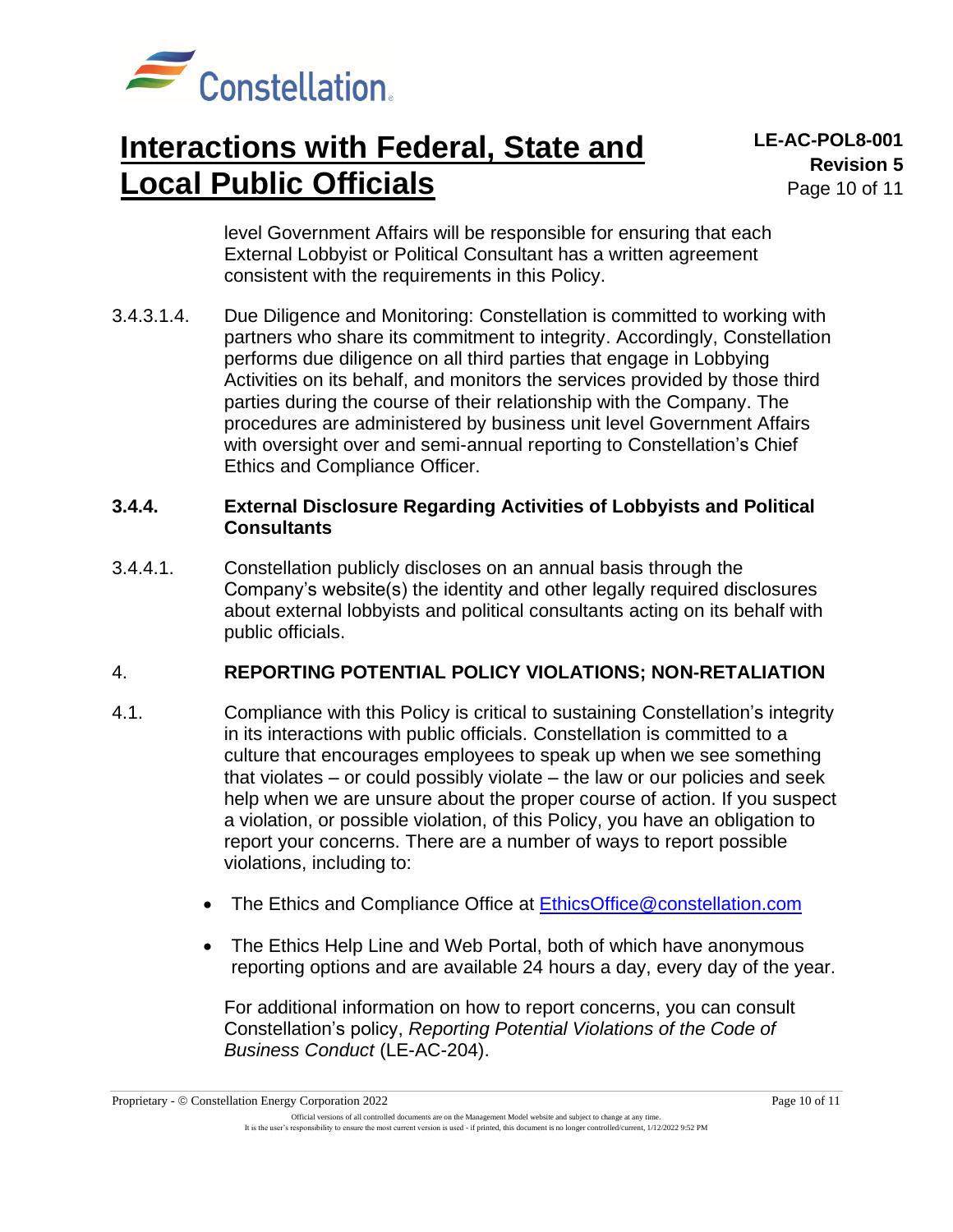level Government Affairs will be responsible for ensuring that each External Lobbyist or Political Consultant has a written agreement consistent with the requirements in this Policy.

3.4.3.1.4. Due Diligence and Monitoring: Constellation is committed to working with partners who share its commitment to integrity. Accordingly, Constellation performs due diligence on all third parties that engage in Lobbying Activities on its behalf, and monitors the services provided by those third parties during the course of their relationship with the Company. The procedures are administered by business unit level Government Affairs with oversight over and semi-annual reporting to Constellation's Chief Ethics and Compliance Officer.

### 3.4.4. External Disclosure Regarding Activities of Lobbyists and Political Consultants

3.4.4.1. Constellation publicly discloses on an annual basis through the Company's website(s) the identity and other legally required disclosures about external lobbyists and political consultants acting on its behalf with public officials.

## 4. REPORTING POTENTIAL POLICY VIOLATIONS; NON-RETALIATION

4.1. Compliance with this Policy is critical to sustaining Constellation's integrity in its interactions with public officials. Constellation is committed to a culture that encourages employees to speak up when we see something that violates – or could possibly violate – the law or our policies and seek help when we are unsure about the proper course of action. If you suspect a violation, or possible violation, of this Policy, you have an obligation to report your concerns. There are a number of ways to report possible violations, including to:

- The Ethics and Compliance Office at EthicsOffice@constellation.com
- The Ethics Help Line and Web Portal, both of which have anonymous reporting options and are available 24 hours a day, every day of the year.

For additional information on how to report concerns, you can consult Constellation's policy, *Reporting Potential Violations of the Code of Business Conduct* (LE-AC-204).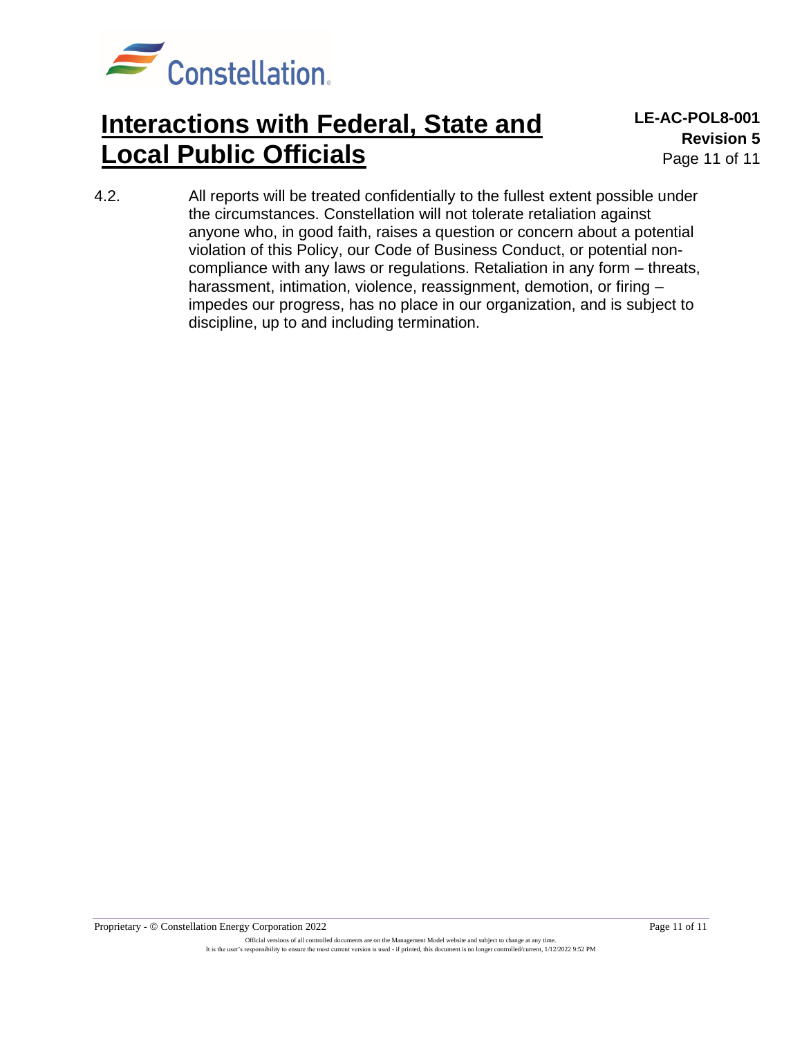4.2. All reports will be treated confidentially to the fullest extent possible under the circumstances. Constellation will not tolerate retaliation against anyone who, in good faith, raises a question or concern about a potential violation of this Policy, our Code of Business Conduct, or potential non-compliance with any laws or regulations. Retaliation in any form – threats, harassment, intimation, violence, reassignment, demotion, or firing – impedes our progress, has no place in our organization, and is subject to discipline, up to and including termination.